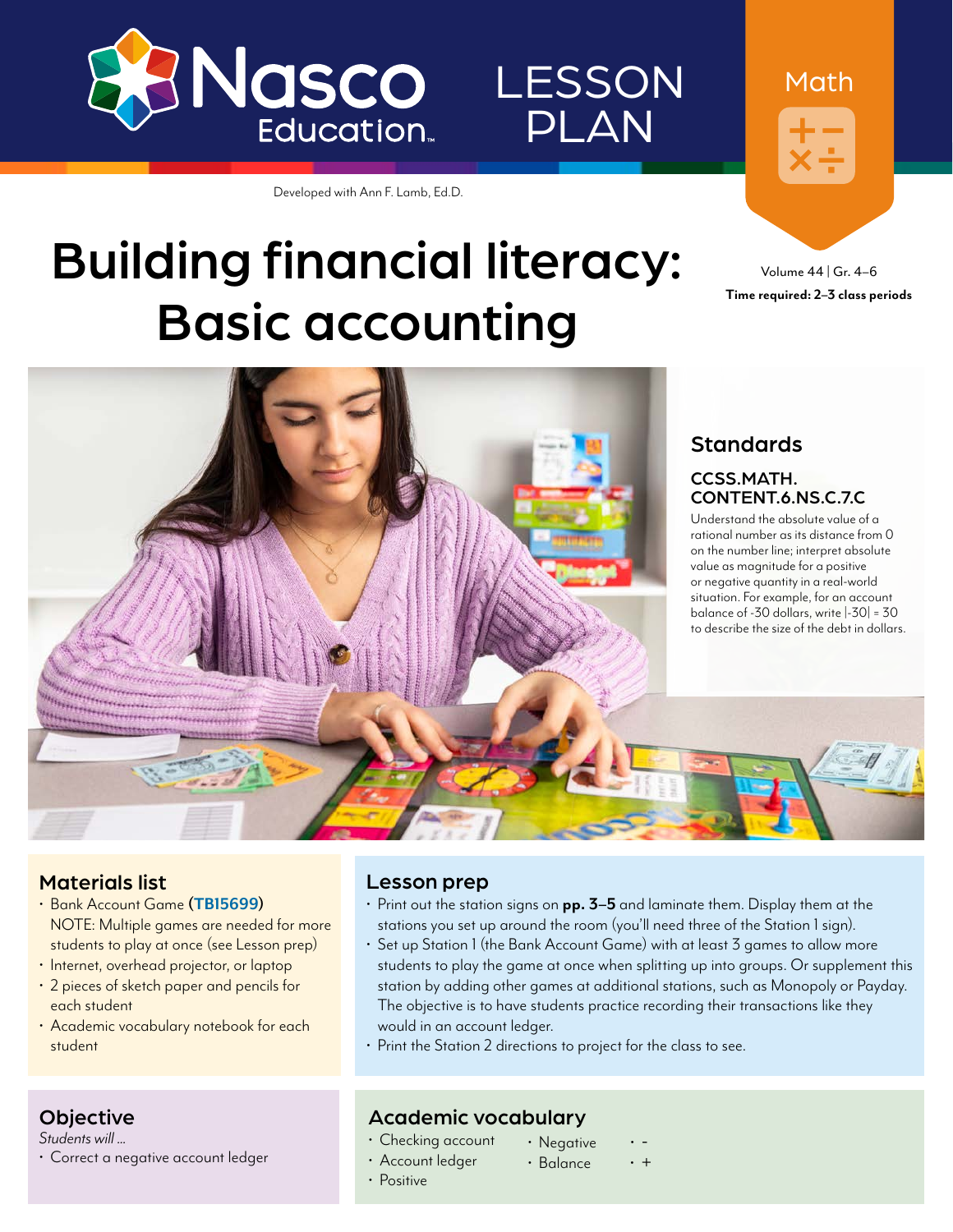Nasco Education

LESSON PLAN

Math

Developed with Ann F. Lamb, Ed.D.

# Building financial literacy: Basic accounting

Volume 44 | Gr. 4–6

**Time required: 2–3 class periods**

## Standards

### CCSS.MATH.CONTENT.6.NS.C.7.C

Understand the absolute value of a rational number as its distance from 0 on the number line; interpret absolute value as magnitude for a positive or negative quantity in a real-world situation. For example, for an account balance of -30 dollars, write |-30| = 30 to describe the size of the debt in dollars.

## Materials list

- Bank Account Game (**TB15699**)
  NOTE: Multiple games are needed for more students to play at once (see Lesson prep)
- Internet, overhead projector, or laptop
- 2 pieces of sketch paper and pencils for each student
- Academic vocabulary notebook for each student

## Lesson prep

- Print out the station signs on **pp. 3–5** and laminate them. Display them at the stations you set up around the room (you'll need three of the Station 1 sign).
- Set up Station 1 (the Bank Account Game) with at least 3 games to allow more students to play the game at once when splitting up into groups. Or supplement this station by adding other games at additional stations, such as Monopoly or Payday. The objective is to have students practice recording their transactions like they would in an account ledger.
- Print the Station 2 directions to project for the class to see.

## Objective

*Students will ...*

- Correct a negative account ledger

## Academic vocabulary

- Checking account
- Account ledger
- Positive
- Negative
- Balance
- -
- +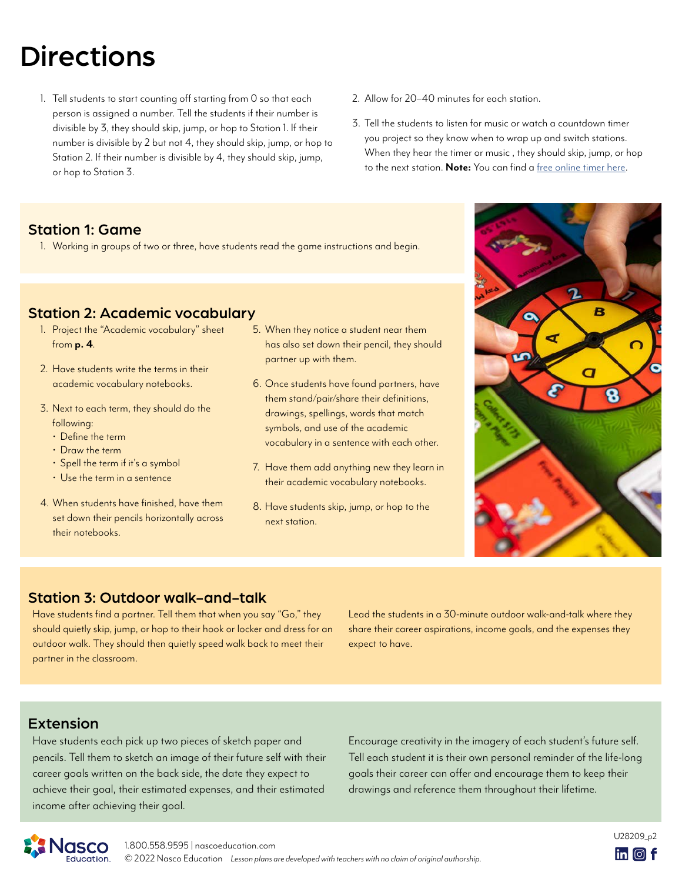# Directions

1. Tell students to start counting off starting from 0 so that each person is assigned a number. Tell the students if their number is divisible by 3, they should skip, jump, or hop to Station 1. If their number is divisible by 2 but not 4, they should skip, jump, or hop to Station 2. If their number is divisible by 4, they should skip, jump, or hop to Station 3.
2. Allow for 20–40 minutes for each station.
3. Tell the students to listen for music or watch a countdown timer you project so they know when to wrap up and switch stations. When they hear the timer or music , they should skip, jump, or hop to the next station. **Note:** You can find a free online timer here.

## Station 1: Game

1. Working in groups of two or three, have students read the game instructions and begin.

## Station 2: Academic vocabulary

1. Project the "Academic vocabulary" sheet from **p. 4**.
2. Have students write the terms in their academic vocabulary notebooks.
3. Next to each term, they should do the following:
   - Define the term
   - Draw the term
   - Spell the term if it's a symbol
   - Use the term in a sentence
4. When students have finished, have them set down their pencils horizontally across their notebooks.
5. When they notice a student near them has also set down their pencil, they should partner up with them.
6. Once students have found partners, have them stand/pair/share their definitions, drawings, spellings, words that match symbols, and use of the academic vocabulary in a sentence with each other.
7. Have them add anything new they learn in their academic vocabulary notebooks.
8. Have students skip, jump, or hop to the next station.

## Station 3: Outdoor walk-and-talk

Have students find a partner. Tell them that when you say "Go," they should quietly skip, jump, or hop to their hook or locker and dress for an outdoor walk. They should then quietly speed walk back to meet their partner in the classroom.

Lead the students in a 30-minute outdoor walk-and-talk where they share their career aspirations, income goals, and the expenses they expect to have.

## Extension

Have students each pick up two pieces of sketch paper and pencils. Tell them to sketch an image of their future self with their career goals written on the back side, the date they expect to achieve their goal, their estimated expenses, and their estimated income after achieving their goal.

Encourage creativity in the imagery of each student's future self. Tell each student it is their own personal reminder of the life-long goals their career can offer and encourage them to keep their drawings and reference them throughout their lifetime.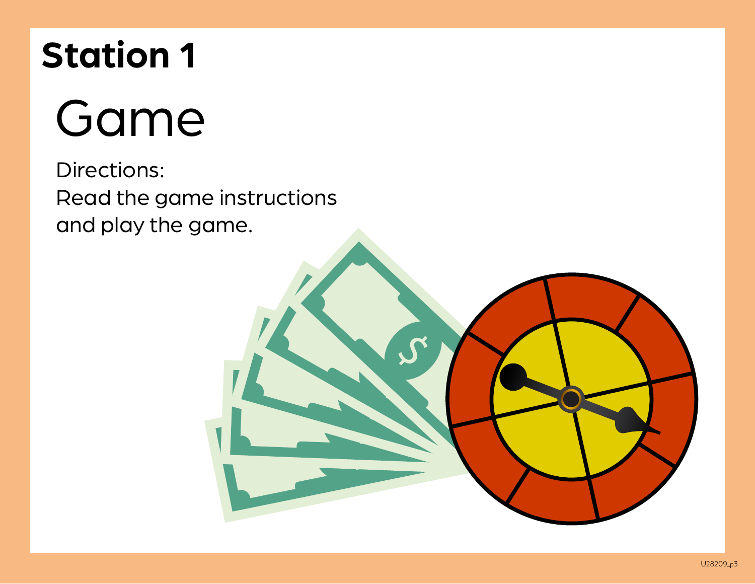# Station 1

## Game

Directions:
Read the game instructions and play the game.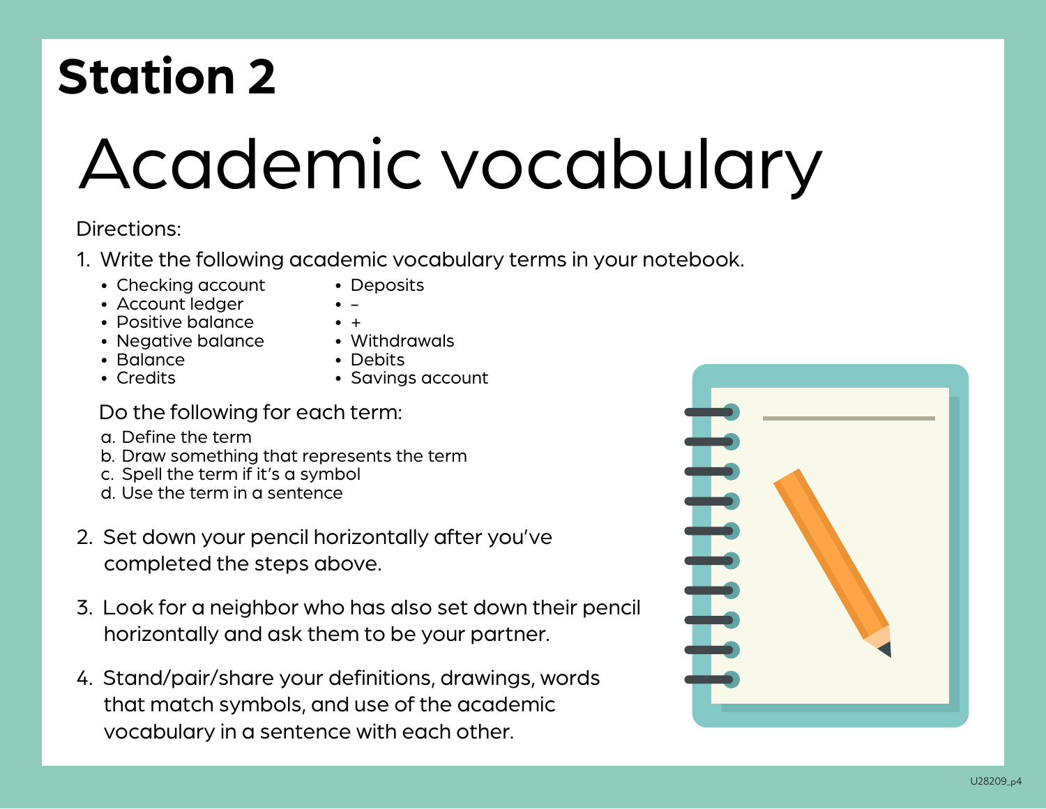# Station 2

## Academic vocabulary

Directions:

1. Write the following academic vocabulary terms in your notebook.
   - Checking account
   - Account ledger
   - Positive balance
   - Negative balance
   - Balance
   - Credits
   - Deposits
   - –
   - +
   - Withdrawals
   - Debits
   - Savings account

   Do the following for each term:

   a. Define the term
   b. Draw something that represents the term
   c. Spell the term if it's a symbol
   d. Use the term in a sentence

2. Set down your pencil horizontally after you've completed the steps above.

3. Look for a neighbor who has also set down their pencil horizontally and ask them to be your partner.

4. Stand/pair/share your definitions, drawings, words that match symbols, and use of the academic vocabulary in a sentence with each other.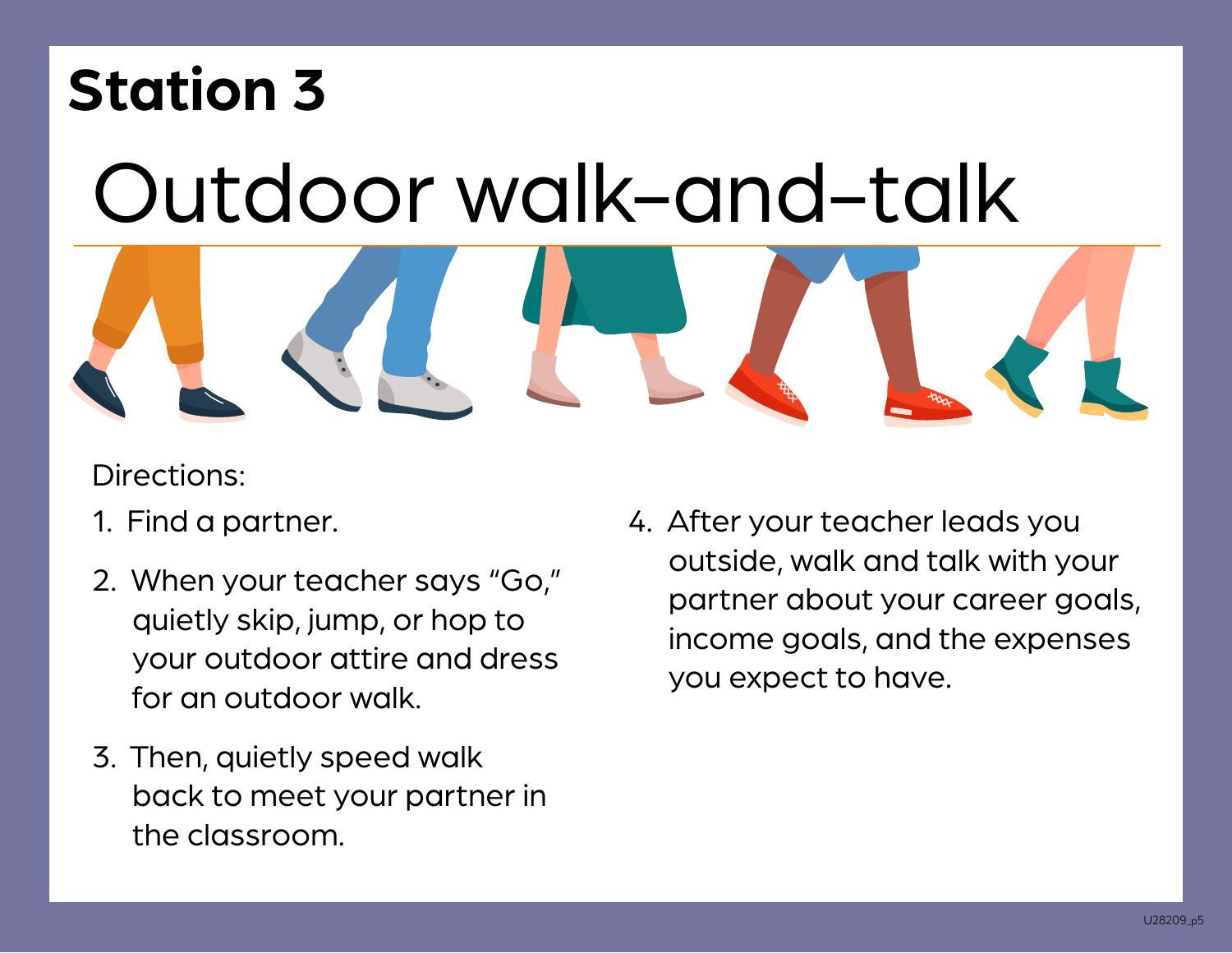# Station 3

## Outdoor walk–and–talk

Directions:

1. Find a partner.
2. When your teacher says "Go," quietly skip, jump, or hop to your outdoor attire and dress for an outdoor walk.
3. Then, quietly speed walk back to meet your partner in the classroom.
4. After your teacher leads you outside, walk and talk with your partner about your career goals, income goals, and the expenses you expect to have.

U28209_p5